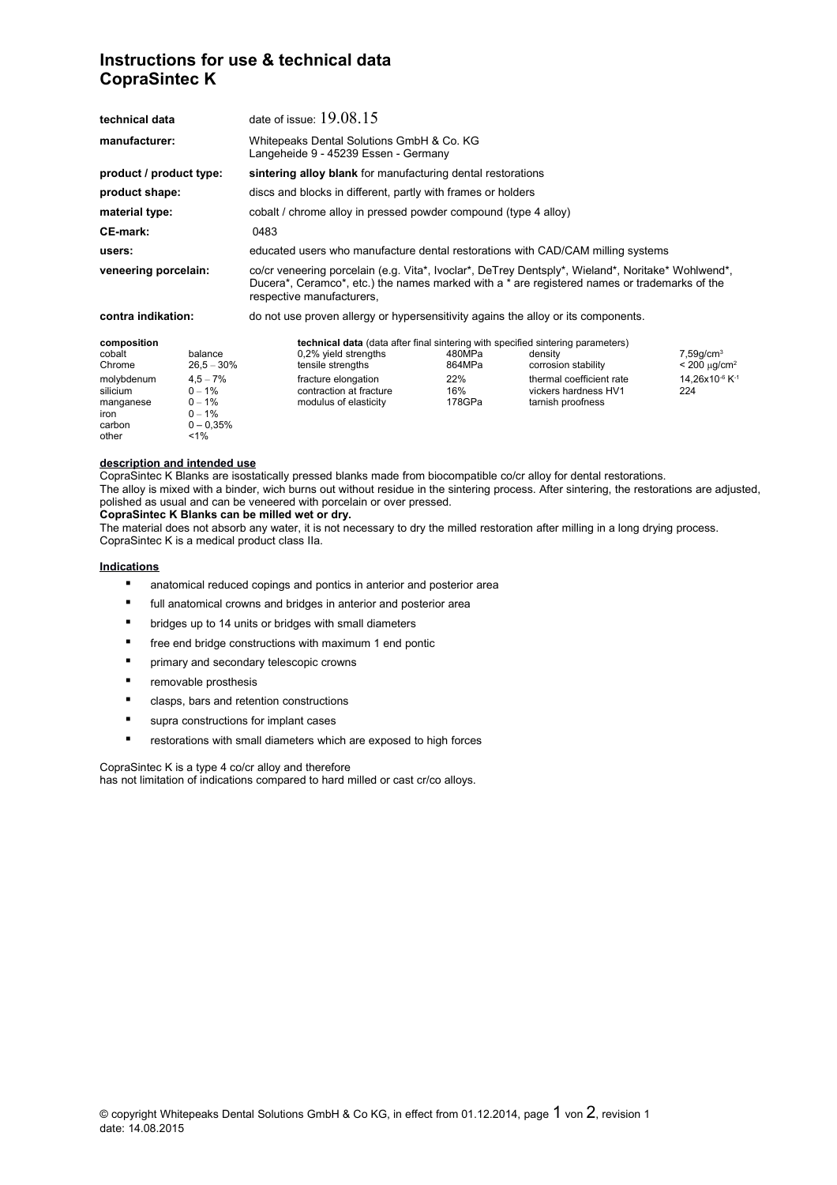# Instructions for use & technical data
# CopraSintec K

| | |
|---|---|
| **technical data** | date of issue: 19.08.15 |
| **manufacturer:** | Whitepeaks Dental Solutions GmbH & Co. KG<br>Langeheide 9 - 45239 Essen - Germany |
| **product / product type:** | **sintering alloy blank** for manufacturing dental restorations |
| **product shape:** | discs and blocks in different, partly with frames or holders |
| **material type:** | cobalt / chrome alloy in pressed powder compound (type 4 alloy) |
| **CE-mark:** | 0483 |
| **users:** | educated users who manufacture dental restorations with CAD/CAM milling systems |
| **veneering porcelain:** | co/cr veneering porcelain (e.g. Vita*, Ivoclar*, DeTrey Dentsply*, Wieland*, Noritake* Wohlwend*, Ducera*, Ceramco*, etc.) the names marked with a * are registered names or trademarks of the respective manufacturers, |
| **contra indikation:** | do not use proven allergy or hypersensitivity agains the alloy or its components. |

**composition**

| | |
|---|---|
| cobalt | balance |
| Chrome | 26,5 – 30% |
| molybdenum | 4,5 – 7% |
| silicium | 0 – 1% |
| manganese | 0 – 1% |
| iron | 0 – 1% |
| carbon | 0 – 0,35% |
| other | <1% |

**technical data** (data after final sintering with specified sintering parameters)

| | | | |
|---|---|---|---|
| 0,2% yield strengths | 480MPa | density | 7,59g/cm³ |
| tensile strengths | 864MPa | corrosion stability | < 200 µg/cm² |
| fracture elongation | 22% | thermal coefficient rate | $14{,}26 \times 10^{-6}\ K^{-1}$ |
| contraction at fracture | 16% | vickers hardness HV1 | 224 |
| modulus of elasticity | 178GPa | tarnish proofness | |

**description and intended use**

CopraSintec K Blanks are isostatically pressed blanks made from biocompatible co/cr alloy for dental restorations.
The alloy is mixed with a binder, wich burns out without residue in the sintering process. After sintering, the restorations are adjusted, polished as usual and can be veneered with porcelain or over pressed.

**CopraSintec K Blanks can be milled wet or dry.**

The material does not absorb any water, it is not necessary to dry the milled restoration after milling in a long drying process.
CopraSintec K is a medical product class IIa.

**Indications**

- anatomical reduced copings and pontics in anterior and posterior area
- full anatomical crowns and bridges in anterior and posterior area
- bridges up to 14 units or bridges with small diameters
- free end bridge constructions with maximum 1 end pontic
- primary and secondary telescopic crowns
- removable prosthesis
- clasps, bars and retention constructions
- supra constructions for implant cases
- restorations with small diameters which are exposed to high forces

CopraSintec K is a type 4 co/cr alloy and therefore
has not limitation of indications compared to hard milled or cast cr/co alloys.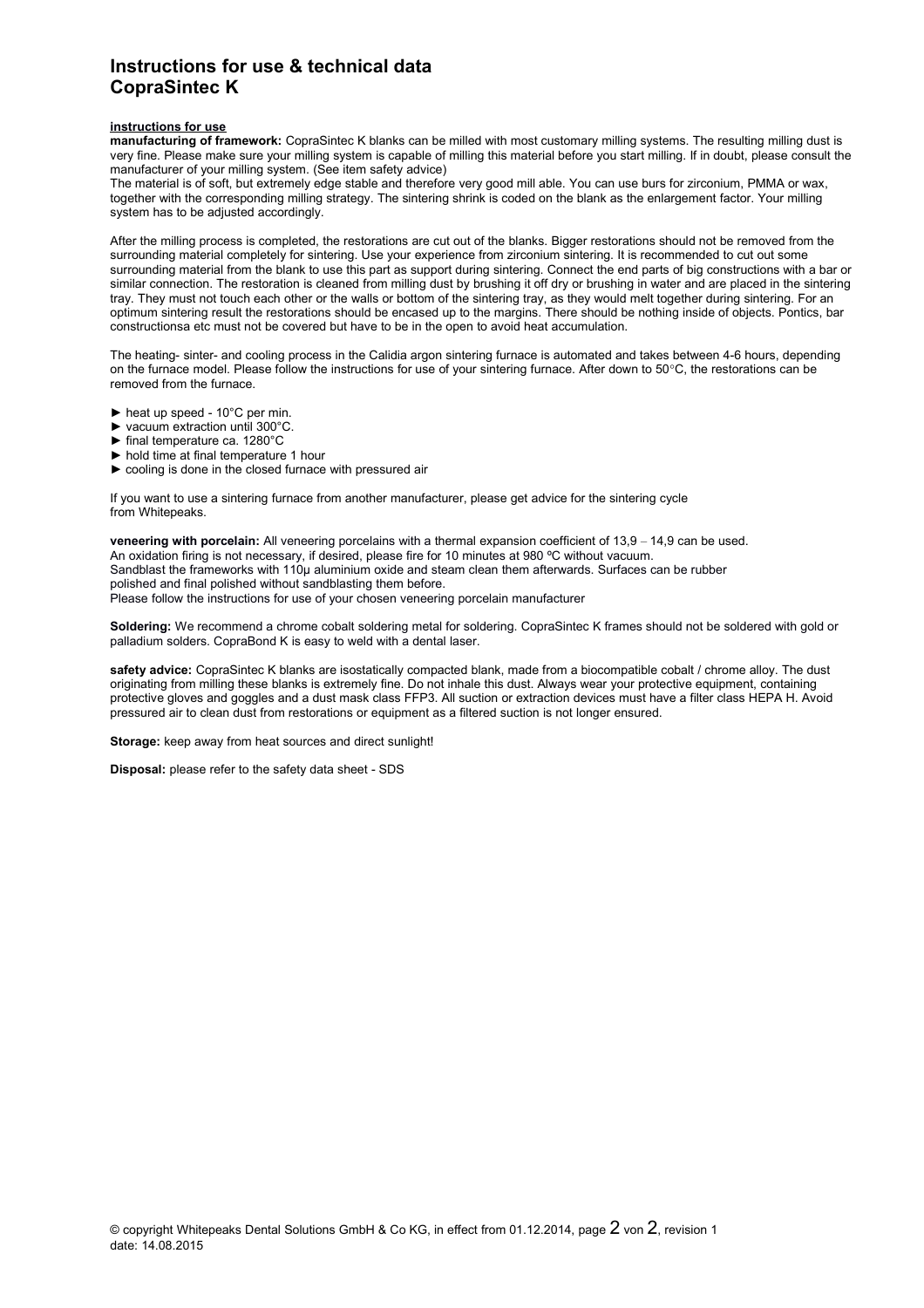# Instructions for use & technical data
# CopraSintec K

**instructions for use**

**manufacturing of framework:** CopraSintec K blanks can be milled with most customary milling systems. The resulting milling dust is very fine. Please make sure your milling system is capable of milling this material before you start milling. If in doubt, please consult the manufacturer of your milling system. (See item safety advice)
The material is of soft, but extremely edge stable and therefore very good mill able. You can use burs for zirconium, PMMA or wax, together with the corresponding milling strategy. The sintering shrink is coded on the blank as the enlargement factor. Your milling system has to be adjusted accordingly.

After the milling process is completed, the restorations are cut out of the blanks. Bigger restorations should not be removed from the surrounding material completely for sintering. Use your experience from zirconium sintering. It is recommended to cut out some surrounding material from the blank to use this part as support during sintering. Connect the end parts of big constructions with a bar or similar connection. The restoration is cleaned from milling dust by brushing it off dry or brushing in water and are placed in the sintering tray. They must not touch each other or the walls or bottom of the sintering tray, as they would melt together during sintering. For an optimum sintering result the restorations should be encased up to the margins. There should be nothing inside of objects. Pontics, bar constructionsa etc must not be covered but have to be in the open to avoid heat accumulation.

The heating- sinter- and cooling process in the Calidia argon sintering furnace is automated and takes between 4-6 hours, depending on the furnace model. Please follow the instructions for use of your sintering furnace. After down to 50°C, the restorations can be removed from the furnace.

- heat up speed - 10°C per min.
- vacuum extraction until 300°C.
- final temperature ca. 1280°C
- hold time at final temperature 1 hour
- cooling is done in the closed furnace with pressured air

If you want to use a sintering furnace from another manufacturer, please get advice for the sintering cycle from Whitepeaks.

**veneering with porcelain:** All veneering porcelains with a thermal expansion coefficient of 13,9 – 14,9 can be used.
An oxidation firing is not necessary, if desired, please fire for 10 minutes at 980 ºC without vacuum.
Sandblast the frameworks with 110µ aluminium oxide and steam clean them afterwards. Surfaces can be rubber polished and final polished without sandblasting them before.
Please follow the instructions for use of your chosen veneering porcelain manufacturer

**Soldering:** We recommend a chrome cobalt soldering metal for soldering. CopraSintec K frames should not be soldered with gold or palladium solders. CopraBond K is easy to weld with a dental laser.

**safety advice:** CopraSintec K blanks are isostatically compacted blank, made from a biocompatible cobalt / chrome alloy. The dust originating from milling these blanks is extremely fine. Do not inhale this dust. Always wear your protective equipment, containing protective gloves and goggles and a dust mask class FFP3. All suction or extraction devices must have a filter class HEPA H. Avoid pressured air to clean dust from restorations or equipment as a filtered suction is not longer ensured.

**Storage:** keep away from heat sources and direct sunlight!

**Disposal:** please refer to the safety data sheet - SDS